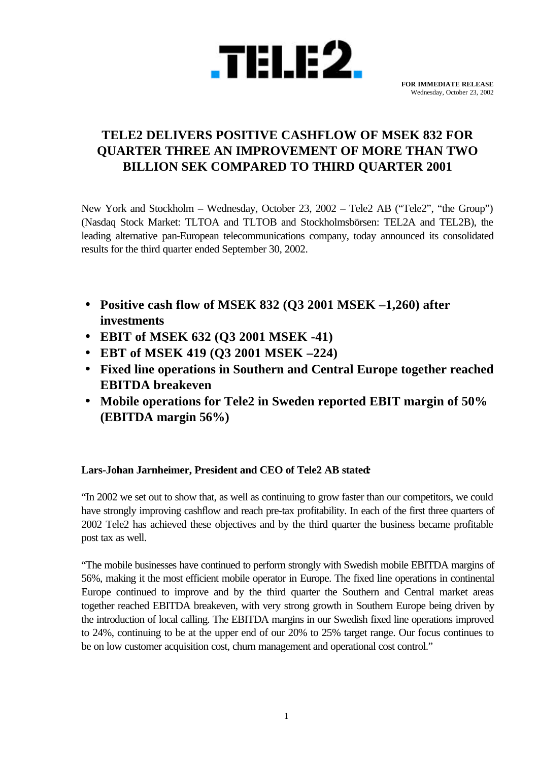TELE2

**FOR IMMEDIATE RELEASE**
Wednesday, October 23, 2002

# TELE2 DELIVERS POSITIVE CASHFLOW OF MSEK 832 FOR QUARTER THREE AN IMPROVEMENT OF MORE THAN TWO BILLION SEK COMPARED TO THIRD QUARTER 2001

New York and Stockholm – Wednesday, October 23, 2002 – Tele2 AB ("Tele2", "the Group") (Nasdaq Stock Market: TLTOA and TLTOB and Stockholmsbörsen: TEL2A and TEL2B), the leading alternative pan-European telecommunications company, today announced its consolidated results for the third quarter ended September 30, 2002.

- **Positive cash flow of MSEK 832 (Q3 2001 MSEK –1,260) after investments**
- **EBIT of MSEK 632 (Q3 2001 MSEK -41)**
- **EBT of MSEK 419 (Q3 2001 MSEK –224)**
- **Fixed line operations in Southern and Central Europe together reached EBITDA breakeven**
- **Mobile operations for Tele2 in Sweden reported EBIT margin of 50% (EBITDA margin 56%)**

**Lars-Johan Jarnheimer, President and CEO of Tele2 AB stated:**

"In 2002 we set out to show that, as well as continuing to grow faster than our competitors, we could have strongly improving cashflow and reach pre-tax profitability. In each of the first three quarters of 2002 Tele2 has achieved these objectives and by the third quarter the business became profitable post tax as well.

"The mobile businesses have continued to perform strongly with Swedish mobile EBITDA margins of 56%, making it the most efficient mobile operator in Europe. The fixed line operations in continental Europe continued to improve and by the third quarter the Southern and Central market areas together reached EBITDA breakeven, with very strong growth in Southern Europe being driven by the introduction of local calling. The EBITDA margins in our Swedish fixed line operations improved to 24%, continuing to be at the upper end of our 20% to 25% target range. Our focus continues to be on low customer acquisition cost, churn management and operational cost control."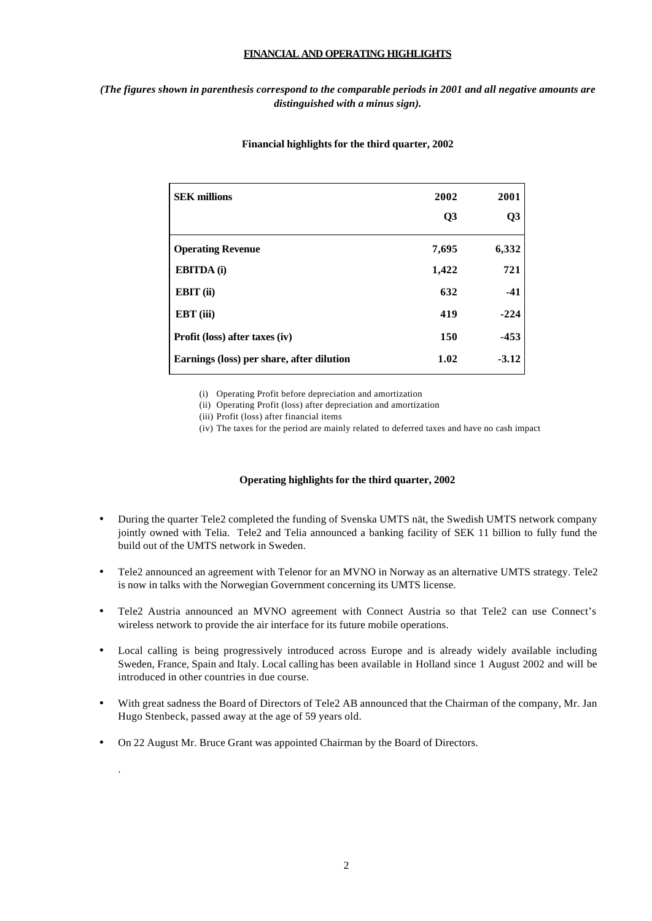**FINANCIAL AND OPERATING HIGHLIGHTS**

***(The figures shown in parenthesis correspond to the comparable periods in 2001 and all negative amounts are distinguished with a minus sign).***

**Financial highlights for the third quarter, 2002**

| SEK millions | 2002 Q3 | 2001 Q3 |
|---|---|---|
| **Operating Revenue** | **7,695** | **6,332** |
| **EBITDA (i)** | **1,422** | **721** |
| **EBIT (ii)** | **632** | **-41** |
| **EBT (iii)** | **419** | **-224** |
| **Profit (loss) after taxes (iv)** | **150** | **-453** |
| **Earnings (loss) per share, after dilution** | **1.02** | **-3.12** |

(i) Operating Profit before depreciation and amortization
(ii) Operating Profit (loss) after depreciation and amortization
(iii) Profit (loss) after financial items
(iv) The taxes for the period are mainly related to deferred taxes and have no cash impact

**Operating highlights for the third quarter, 2002**

- During the quarter Tele2 completed the funding of Svenska UMTS nät, the Swedish UMTS network company jointly owned with Telia. Tele2 and Telia announced a banking facility of SEK 11 billion to fully fund the build out of the UMTS network in Sweden.
- Tele2 announced an agreement with Telenor for an MVNO in Norway as an alternative UMTS strategy. Tele2 is now in talks with the Norwegian Government concerning its UMTS license.
- Tele2 Austria announced an MVNO agreement with Connect Austria so that Tele2 can use Connect's wireless network to provide the air interface for its future mobile operations.
- Local calling is being progressively introduced across Europe and is already widely available including Sweden, France, Spain and Italy. Local calling has been available in Holland since 1 August 2002 and will be introduced in other countries in due course.
- With great sadness the Board of Directors of Tele2 AB announced that the Chairman of the company, Mr. Jan Hugo Stenbeck, passed away at the age of 59 years old.
- On 22 August Mr. Bruce Grant was appointed Chairman by the Board of Directors.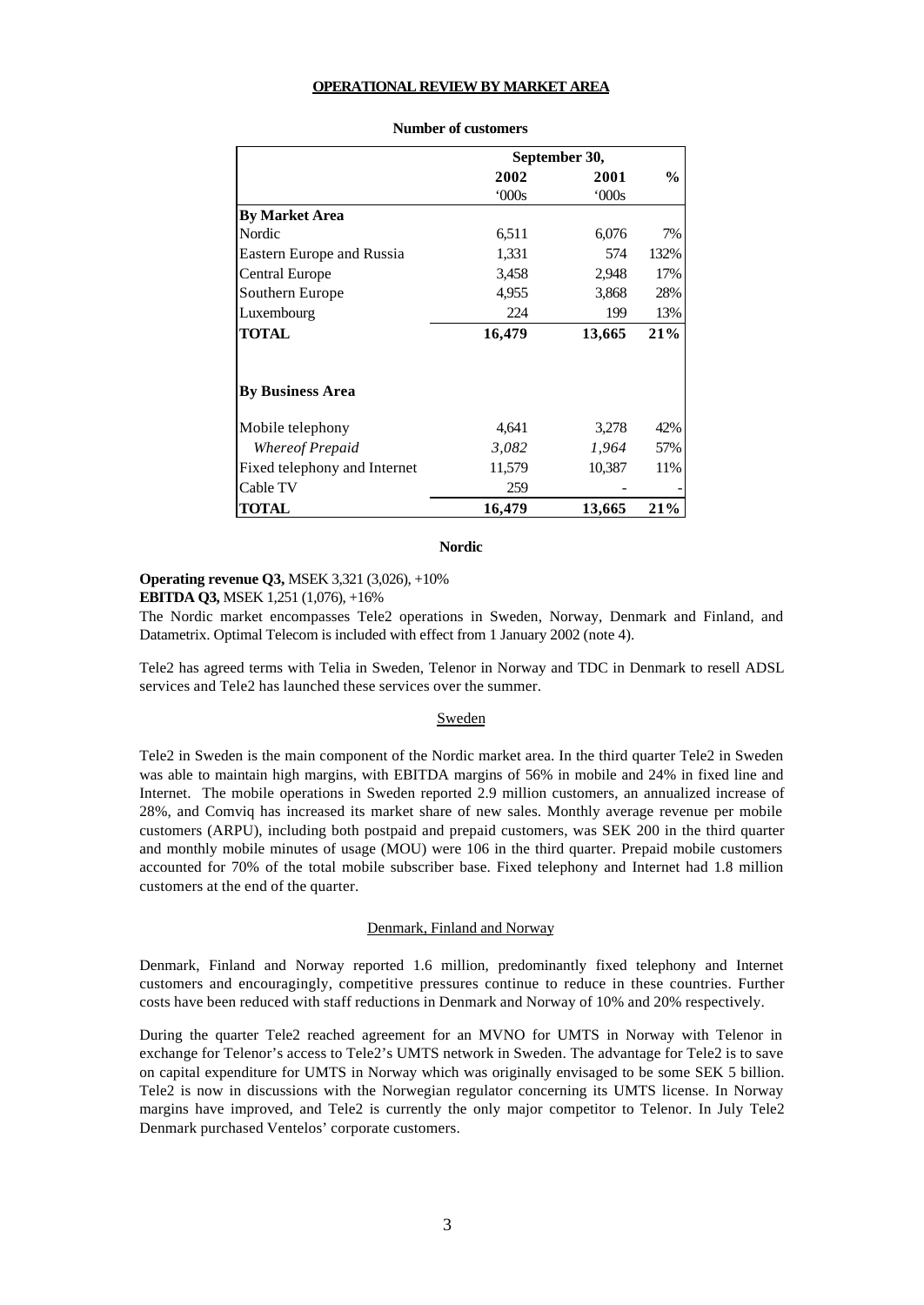## OPERATIONAL REVIEW BY MARKET AREA

**Number of customers**

| | September 30, | | |
|---|---|---|---|
| | **2002** | **2001** | **%** |
| | '000s | '000s | |
| **By Market Area** | | | |
| Nordic | 6,511 | 6,076 | 7% |
| Eastern Europe and Russia | 1,331 | 574 | 132% |
| Central Europe | 3,458 | 2,948 | 17% |
| Southern Europe | 4,955 | 3,868 | 28% |
| Luxembourg | 224 | 199 | 13% |
| **TOTAL** | **16,479** | **13,665** | **21%** |
| | | | |
| **By Business Area** | | | |
| Mobile telephony | 4,641 | 3,278 | 42% |
| *Whereof Prepaid* | *3,082* | *1,964* | 57% |
| Fixed telephony and Internet | 11,579 | 10,387 | 11% |
| Cable TV | 259 | - | - |
| **TOTAL** | **16,479** | **13,665** | **21%** |

### Nordic

**Operating revenue Q3,** MSEK 3,321 (3,026), +10%
**EBITDA Q3,** MSEK 1,251 (1,076), +16%

The Nordic market encompasses Tele2 operations in Sweden, Norway, Denmark and Finland, and Datametrix. Optimal Telecom is included with effect from 1 January 2002 (note 4).

Tele2 has agreed terms with Telia in Sweden, Telenor in Norway and TDC in Denmark to resell ADSL services and Tele2 has launched these services over the summer.

#### Sweden

Tele2 in Sweden is the main component of the Nordic market area. In the third quarter Tele2 in Sweden was able to maintain high margins, with EBITDA margins of 56% in mobile and 24% in fixed line and Internet. The mobile operations in Sweden reported 2.9 million customers, an annualized increase of 28%, and Comviq has increased its market share of new sales. Monthly average revenue per mobile customers (ARPU), including both postpaid and prepaid customers, was SEK 200 in the third quarter and monthly mobile minutes of usage (MOU) were 106 in the third quarter. Prepaid mobile customers accounted for 70% of the total mobile subscriber base. Fixed telephony and Internet had 1.8 million customers at the end of the quarter.

#### Denmark, Finland and Norway

Denmark, Finland and Norway reported 1.6 million, predominantly fixed telephony and Internet customers and encouragingly, competitive pressures continue to reduce in these countries. Further costs have been reduced with staff reductions in Denmark and Norway of 10% and 20% respectively.

During the quarter Tele2 reached agreement for an MVNO for UMTS in Norway with Telenor in exchange for Telenor's access to Tele2's UMTS network in Sweden. The advantage for Tele2 is to save on capital expenditure for UMTS in Norway which was originally envisaged to be some SEK 5 billion. Tele2 is now in discussions with the Norwegian regulator concerning its UMTS license. In Norway margins have improved, and Tele2 is currently the only major competitor to Telenor. In July Tele2 Denmark purchased Ventelos' corporate customers.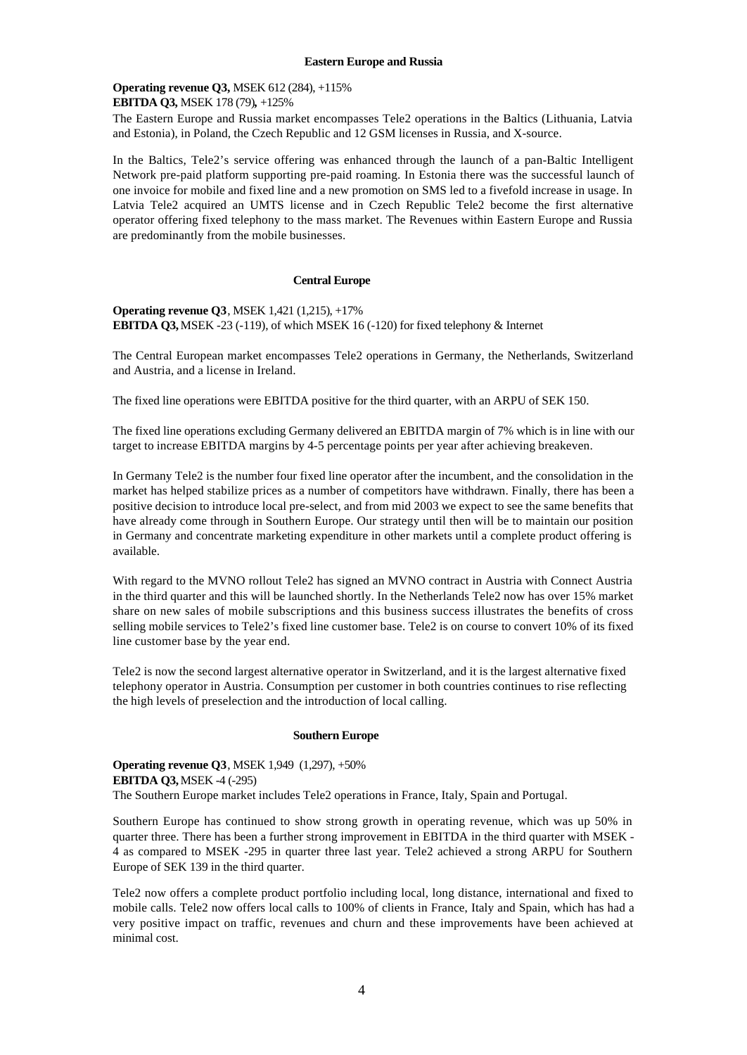## Eastern Europe and Russia

**Operating revenue Q3,** MSEK 612 (284), +115%
**EBITDA Q3,** MSEK 178 (79)**,** +125%

The Eastern Europe and Russia market encompasses Tele2 operations in the Baltics (Lithuania, Latvia and Estonia), in Poland, the Czech Republic and 12 GSM licenses in Russia, and X-source.

In the Baltics, Tele2's service offering was enhanced through the launch of a pan-Baltic Intelligent Network pre-paid platform supporting pre-paid roaming. In Estonia there was the successful launch of one invoice for mobile and fixed line and a new promotion on SMS led to a fivefold increase in usage. In Latvia Tele2 acquired an UMTS license and in Czech Republic Tele2 become the first alternative operator offering fixed telephony to the mass market. The Revenues within Eastern Europe and Russia are predominantly from the mobile businesses.

## Central Europe

**Operating revenue Q3**, MSEK 1,421 (1,215), +17%
**EBITDA Q3,** MSEK -23 (-119), of which MSEK 16 (-120) for fixed telephony & Internet

The Central European market encompasses Tele2 operations in Germany, the Netherlands, Switzerland and Austria, and a license in Ireland.

The fixed line operations were EBITDA positive for the third quarter, with an ARPU of SEK 150.

The fixed line operations excluding Germany delivered an EBITDA margin of 7% which is in line with our target to increase EBITDA margins by 4-5 percentage points per year after achieving breakeven.

In Germany Tele2 is the number four fixed line operator after the incumbent, and the consolidation in the market has helped stabilize prices as a number of competitors have withdrawn. Finally, there has been a positive decision to introduce local pre-select, and from mid 2003 we expect to see the same benefits that have already come through in Southern Europe. Our strategy until then will be to maintain our position in Germany and concentrate marketing expenditure in other markets until a complete product offering is available.

With regard to the MVNO rollout Tele2 has signed an MVNO contract in Austria with Connect Austria in the third quarter and this will be launched shortly. In the Netherlands Tele2 now has over 15% market share on new sales of mobile subscriptions and this business success illustrates the benefits of cross selling mobile services to Tele2's fixed line customer base. Tele2 is on course to convert 10% of its fixed line customer base by the year end.

Tele2 is now the second largest alternative operator in Switzerland, and it is the largest alternative fixed telephony operator in Austria. Consumption per customer in both countries continues to rise reflecting the high levels of preselection and the introduction of local calling.

## Southern Europe

**Operating revenue Q3**, MSEK 1,949 (1,297), +50%
**EBITDA Q3,** MSEK -4 (-295)

The Southern Europe market includes Tele2 operations in France, Italy, Spain and Portugal.

Southern Europe has continued to show strong growth in operating revenue, which was up 50% in quarter three. There has been a further strong improvement in EBITDA in the third quarter with MSEK -4 as compared to MSEK -295 in quarter three last year. Tele2 achieved a strong ARPU for Southern Europe of SEK 139 in the third quarter.

Tele2 now offers a complete product portfolio including local, long distance, international and fixed to mobile calls. Tele2 now offers local calls to 100% of clients in France, Italy and Spain, which has had a very positive impact on traffic, revenues and churn and these improvements have been achieved at minimal cost.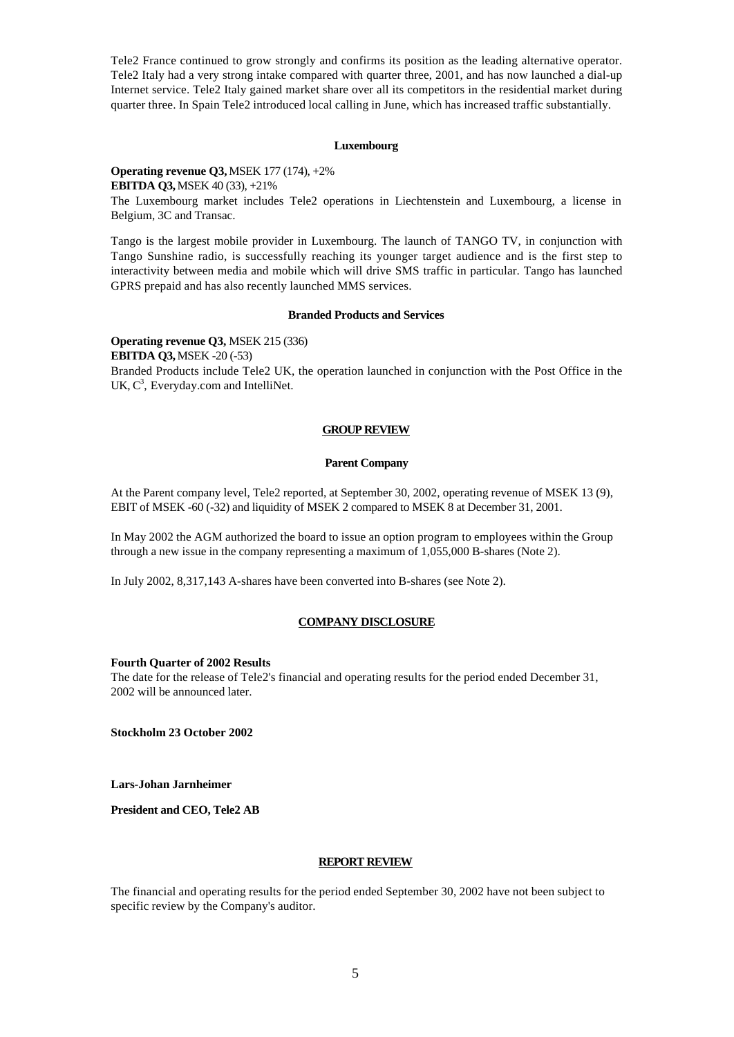Tele2 France continued to grow strongly and confirms its position as the leading alternative operator. Tele2 Italy had a very strong intake compared with quarter three, 2001, and has now launched a dial-up Internet service. Tele2 Italy gained market share over all its competitors in the residential market during quarter three. In Spain Tele2 introduced local calling in June, which has increased traffic substantially.

### Luxembourg

**Operating revenue Q3,** MSEK 177 (174), +2%
**EBITDA Q3,** MSEK 40 (33), +21%
The Luxembourg market includes Tele2 operations in Liechtenstein and Luxembourg, a license in Belgium, 3C and Transac.

Tango is the largest mobile provider in Luxembourg. The launch of TANGO TV, in conjunction with Tango Sunshine radio, is successfully reaching its younger target audience and is the first step to interactivity between media and mobile which will drive SMS traffic in particular. Tango has launched GPRS prepaid and has also recently launched MMS services.

### Branded Products and Services

**Operating revenue Q3,** MSEK 215 (336)
**EBITDA Q3,** MSEK -20 (-53)
Branded Products include Tele2 UK, the operation launched in conjunction with the Post Office in the UK, $C^3$, Everyday.com and IntelliNet.

## GROUP REVIEW

### Parent Company

At the Parent company level, Tele2 reported, at September 30, 2002, operating revenue of MSEK 13 (9), EBIT of MSEK -60 (-32) and liquidity of MSEK 2 compared to MSEK 8 at December 31, 2001.

In May 2002 the AGM authorized the board to issue an option program to employees within the Group through a new issue in the company representing a maximum of 1,055,000 B-shares (Note 2).

In July 2002, 8,317,143 A-shares have been converted into B-shares (see Note 2).

## COMPANY DISCLOSURE

**Fourth Quarter of 2002 Results**
The date for the release of Tele2's financial and operating results for the period ended December 31, 2002 will be announced later.

**Stockholm 23 October 2002**

**Lars-Johan Jarnheimer**

**President and CEO, Tele2 AB**

## REPORT REVIEW

The financial and operating results for the period ended September 30, 2002 have not been subject to specific review by the Company's auditor.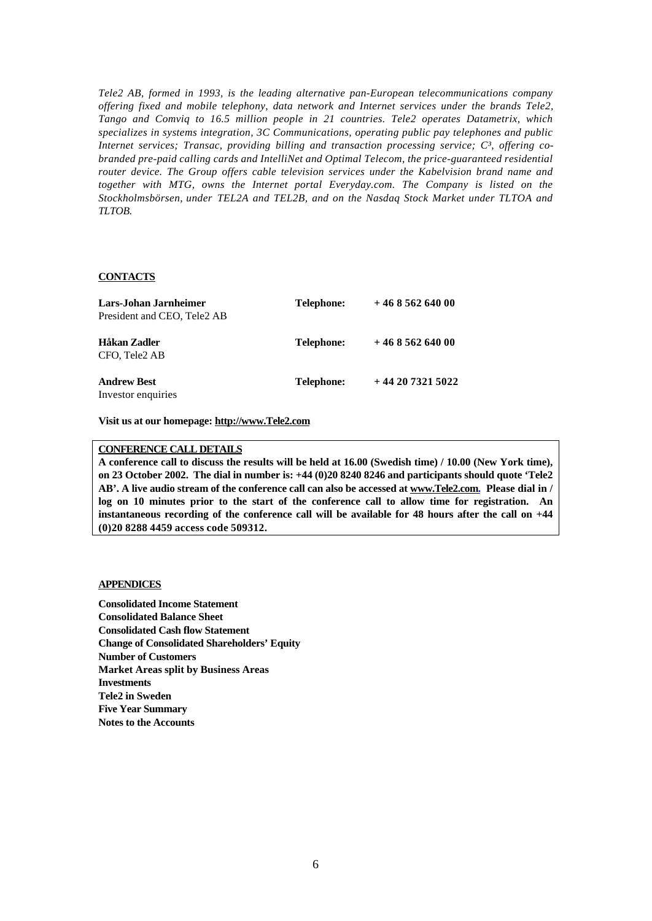*Tele2 AB, formed in 1993, is the leading alternative pan-European telecommunications company offering fixed and mobile telephony, data network and Internet services under the brands Tele2, Tango and Comviq to 16.5 million people in 21 countries. Tele2 operates Datametrix, which specializes in systems integration, 3C Communications, operating public pay telephones and public Internet services; Transac, providing billing and transaction processing service; C³, offering co-branded pre-paid calling cards and IntelliNet and Optimal Telecom, the price-guaranteed residential router device. The Group offers cable television services under the Kabelvision brand name and together with MTG, owns the Internet portal Everyday.com. The Company is listed on the Stockholmsbörsen, under TEL2A and TEL2B, and on the Nasdaq Stock Market under TLTOA and TLTOB.*

**CONTACTS**

| | | |
|---|---|---|
| **Lars-Johan Jarnheimer**<br>President and CEO, Tele2 AB | **Telephone:** | **+ 46 8 562 640 00** |
| **Håkan Zadler**<br>CFO, Tele2 AB | **Telephone:** | **+ 46 8 562 640 00** |
| **Andrew Best**<br>Investor enquiries | **Telephone:** | **+ 44 20 7321 5022** |

**Visit us at our homepage: http://www.Tele2.com**

**CONFERENCE CALL DETAILS**

**A conference call to discuss the results will be held at 16.00 (Swedish time) / 10.00 (New York time), on 23 October 2002. The dial in number is: +44 (0)20 8240 8246 and participants should quote 'Tele2 AB'. A live audio stream of the conference call can also be accessed at www.Tele2.com. Please dial in / log on 10 minutes prior to the start of the conference call to allow time for registration. An instantaneous recording of the conference call will be available for 48 hours after the call on +44 (0)20 8288 4459 access code 509312.**

**APPENDICES**

**Consolidated Income Statement**
**Consolidated Balance Sheet**
**Consolidated Cash flow Statement**
**Change of Consolidated Shareholders' Equity**
**Number of Customers**
**Market Areas split by Business Areas**
**Investments**
**Tele2 in Sweden**
**Five Year Summary**
**Notes to the Accounts**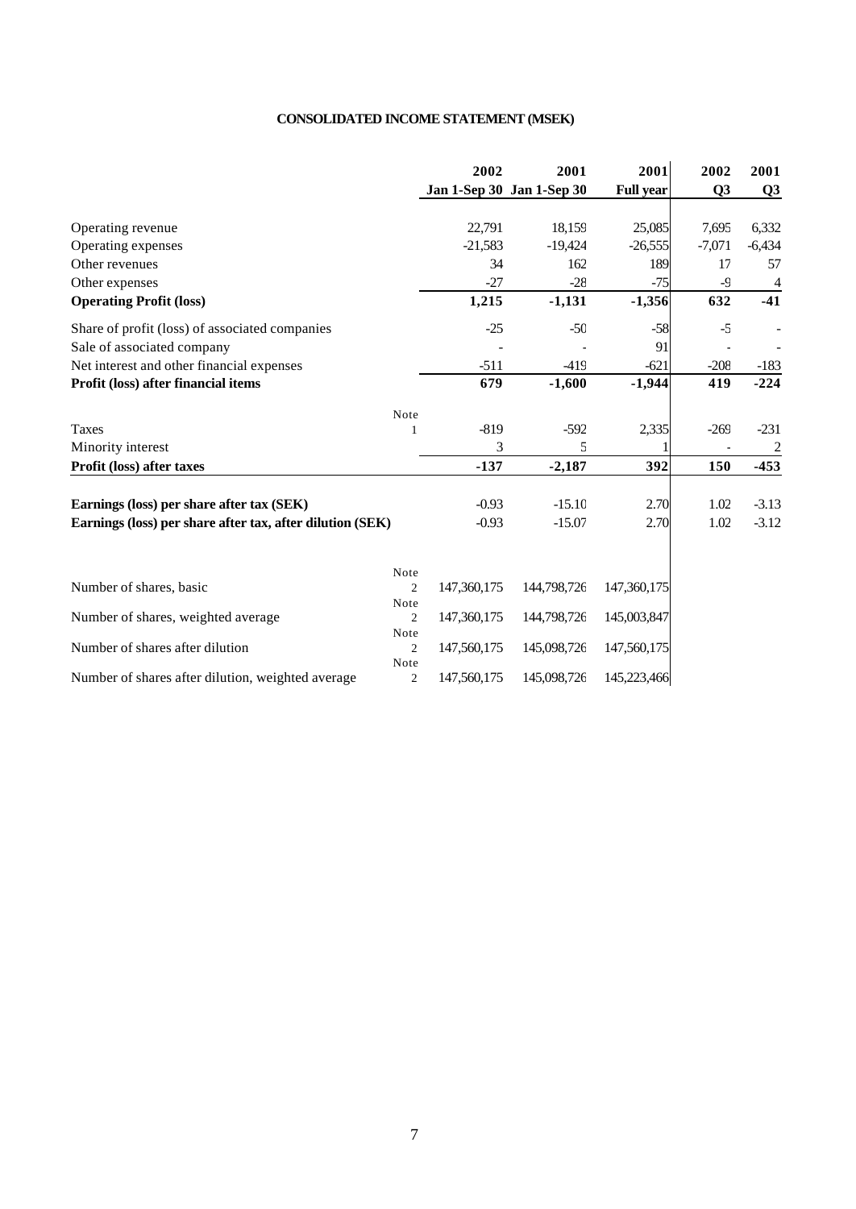## CONSOLIDATED INCOME STATEMENT (MSEK)

| | Note | 2002 Jan 1-Sep 30 | 2001 Jan 1-Sep 30 | 2001 Full year | 2002 Q3 | 2001 Q3 |
|---|---|---|---|---|---|---|
| Operating revenue | | 22,791 | 18,159 | 25,085 | 7,695 | 6,332 |
| Operating expenses | | -21,583 | -19,424 | -26,555 | -7,071 | -6,434 |
| Other revenues | | 34 | 162 | 189 | 17 | 57 |
| Other expenses | | -27 | -28 | -75 | -9 | 4 |
| **Operating Profit (loss)** | | **1,215** | **-1,131** | **-1,356** | **632** | **-41** |
| Share of profit (loss) of associated companies | | -25 | -50 | -58 | -5 | - |
| Sale of associated company | | - | - | 91 | - | - |
| Net interest and other financial expenses | | -511 | -419 | -621 | -208 | -183 |
| **Profit (loss) after financial items** | | **679** | **-1,600** | **-1,944** | **419** | **-224** |
| Taxes | 1 | -819 | -592 | 2,335 | -269 | -231 |
| Minority interest | | 3 | 5 | 1 | - | 2 |
| **Profit (loss) after taxes** | | **-137** | **-2,187** | **392** | **150** | **-453** |
| **Earnings (loss) per share after tax (SEK)** | | -0.93 | -15.10 | 2.70 | 1.02 | -3.13 |
| **Earnings (loss) per share after tax, after dilution (SEK)** | | -0.93 | -15.07 | 2.70 | 1.02 | -3.12 |
| Number of shares, basic | 2 | 147,360,175 | 144,798,726 | 147,360,175 | | |
| Number of shares, weighted average | 2 | 147,360,175 | 144,798,726 | 145,003,847 | | |
| Number of shares after dilution | 2 | 147,560,175 | 145,098,726 | 147,560,175 | | |
| Number of shares after dilution, weighted average | 2 | 147,560,175 | 145,098,726 | 145,223,466 | | |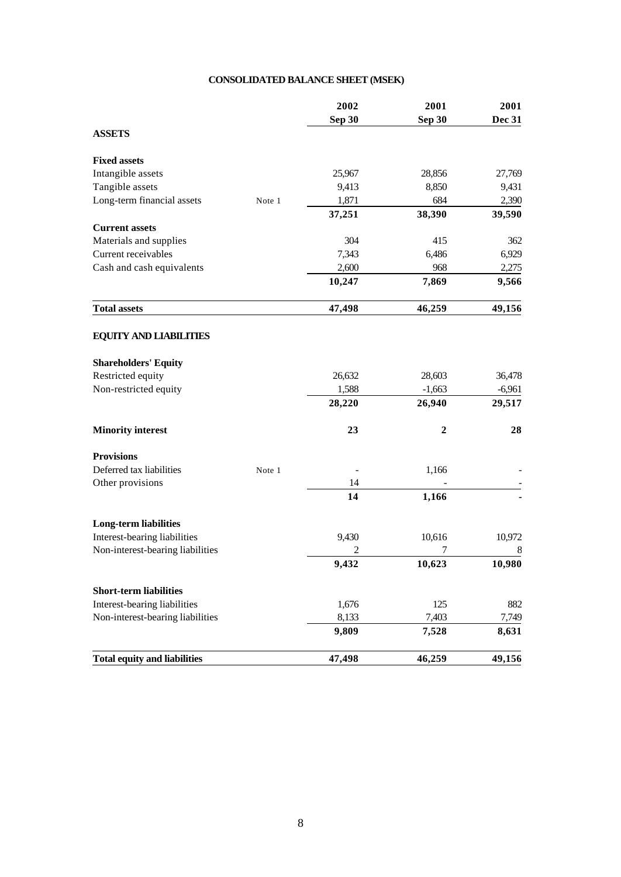## CONSOLIDATED BALANCE SHEET (MSEK)

| | | 2002 Sep 30 | 2001 Sep 30 | 2001 Dec 31 |
|---|---|---|---|---|
| **ASSETS** | | | | |
| **Fixed assets** | | | | |
| Intangible assets | | 25,967 | 28,856 | 27,769 |
| Tangible assets | | 9,413 | 8,850 | 9,431 |
| Long-term financial assets | Note 1 | 1,871 | 684 | 2,390 |
| | | **37,251** | **38,390** | **39,590** |
| **Current assets** | | | | |
| Materials and supplies | | 304 | 415 | 362 |
| Current receivables | | 7,343 | 6,486 | 6,929 |
| Cash and cash equivalents | | 2,600 | 968 | 2,275 |
| | | **10,247** | **7,869** | **9,566** |
| **Total assets** | | **47,498** | **46,259** | **49,156** |
| **EQUITY AND LIABILITIES** | | | | |
| **Shareholders' Equity** | | | | |
| Restricted equity | | 26,632 | 28,603 | 36,478 |
| Non-restricted equity | | 1,588 | -1,663 | -6,961 |
| | | **28,220** | **26,940** | **29,517** |
| **Minority interest** | | **23** | **2** | **28** |
| **Provisions** | | | | |
| Deferred tax liabilities | Note 1 | - | 1,166 | - |
| Other provisions | | 14 | - | - |
| | | **14** | **1,166** | **-** |
| **Long-term liabilities** | | | | |
| Interest-bearing liabilities | | 9,430 | 10,616 | 10,972 |
| Non-interest-bearing liabilities | | 2 | 7 | 8 |
| | | **9,432** | **10,623** | **10,980** |
| **Short-term liabilities** | | | | |
| Interest-bearing liabilities | | 1,676 | 125 | 882 |
| Non-interest-bearing liabilities | | 8,133 | 7,403 | 7,749 |
| | | **9,809** | **7,528** | **8,631** |
| **Total equity and liabilities** | | **47,498** | **46,259** | **49,156** |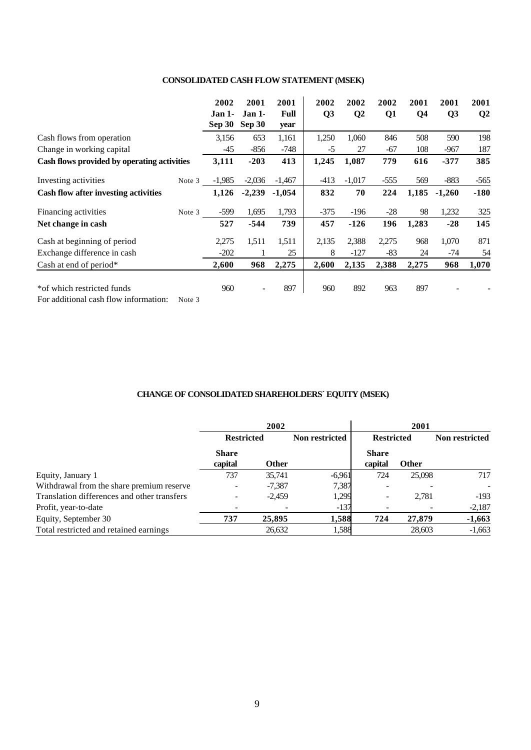## CONSOLIDATED CASH FLOW STATEMENT (MSEK)

| | | 2002 Jan 1-Sep 30 | 2001 Jan 1-Sep 30 | 2001 Full year | 2002 Q3 | 2002 Q2 | 2002 Q1 | 2001 Q4 | 2001 Q3 | 2001 Q2 |
|---|---|---|---|---|---|---|---|---|---|---|
| Cash flows from operation | | 3,156 | 653 | 1,161 | 1,250 | 1,060 | 846 | 508 | 590 | 198 |
| Change in working capital | | -45 | -856 | -748 | -5 | 27 | -67 | 108 | -967 | 187 |
| **Cash flows provided by operating activities** | | **3,111** | **-203** | **413** | **1,245** | **1,087** | **779** | **616** | **-377** | **385** |
| Investing activities | Note 3 | -1,985 | -2,036 | -1,467 | -413 | -1,017 | -555 | 569 | -883 | -565 |
| **Cash flow after investing activities** | | **1,126** | **-2,239** | **-1,054** | **832** | **70** | **224** | **1,185** | **-1,260** | **-180** |
| Financing activities | Note 3 | -599 | 1,695 | 1,793 | -375 | -196 | -28 | 98 | 1,232 | 325 |
| **Net change in cash** | | **527** | **-544** | **739** | **457** | **-126** | **196** | **1,283** | **-28** | **145** |
| Cash at beginning of period | | 2,275 | 1,511 | 1,511 | 2,135 | 2,388 | 2,275 | 968 | 1,070 | 871 |
| Exchange difference in cash | | -202 | 1 | 25 | 8 | -127 | -83 | 24 | -74 | 54 |
| Cash at end of period* | | **2,600** | **968** | **2,275** | **2,600** | **2,135** | **2,388** | **2,275** | **968** | **1,070** |
| *of which restricted funds | | 960 | - | 897 | 960 | 892 | 963 | 897 | - | - |
| For additional cash flow information: | Note 3 | | | | | | | | | |

## CHANGE OF CONSOLIDATED SHAREHOLDERS´ EQUITY (MSEK)

| | 2002 | | | 2001 | | |
|---|---|---|---|---|---|---|
| | Restricted | | Non restricted | Restricted | | Non restricted |
| | Share capital | Other | | Share capital | Other | |
| Equity, January 1 | 737 | 35,741 | -6,961 | 724 | 25,098 | 717 |
| Withdrawal from the share premium reserve | - | -7,387 | 7,387 | - | - | - |
| Translation differences and other transfers | - | -2,459 | 1,299 | - | 2,781 | -193 |
| Profit, year-to-date | - | - | -137 | - | - | -2,187 |
| Equity, September 30 | **737** | **25,895** | **1,588** | **724** | **27,879** | **-1,663** |
| Total restricted and retained earnings | | 26,632 | 1,588 | | 28,603 | -1,663 |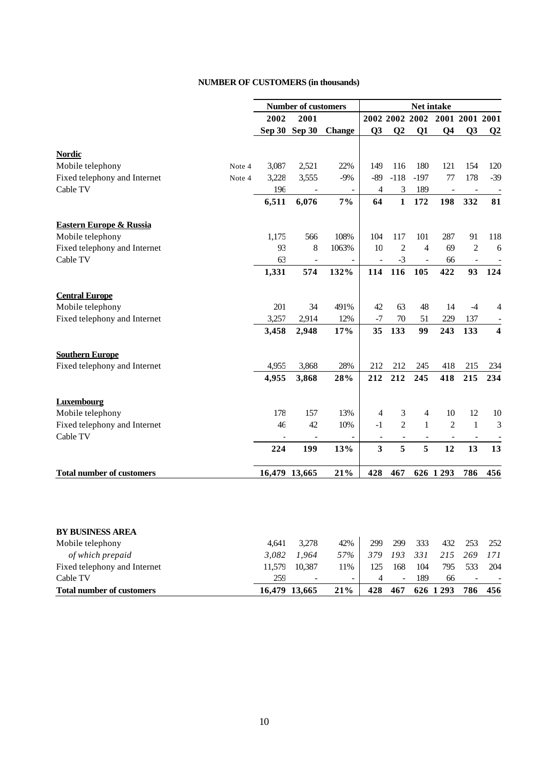## NUMBER OF CUSTOMERS (in thousands)

| | | Number of customers | | | Net intake | | | | | |
|---|---|---|---|---|---|---|---|---|---|---|
| | | 2002 | 2001 | | 2002 | 2002 | 2002 | 2001 | 2001 | 2001 |
| | | Sep 30 | Sep 30 | Change | Q3 | Q2 | Q1 | Q4 | Q3 | Q2 |
| **Nordic** | | | | | | | | | | |
| Mobile telephony | Note 4 | 3,087 | 2,521 | 22% | 149 | 116 | 180 | 121 | 154 | 120 |
| Fixed telephony and Internet | Note 4 | 3,228 | 3,555 | -9% | -89 | -118 | -197 | 77 | 178 | -39 |
| Cable TV | | 196 | - | - | 4 | 3 | 189 | - | - | - |
| | | **6,511** | **6,076** | **7%** | **64** | **1** | **172** | **198** | **332** | **81** |
| **Eastern Europe & Russia** | | | | | | | | | | |
| Mobile telephony | | 1,175 | 566 | 108% | 104 | 117 | 101 | 287 | 91 | 118 |
| Fixed telephony and Internet | | 93 | 8 | 1063% | 10 | 2 | 4 | 69 | 2 | 6 |
| Cable TV | | 63 | - | - | - | -3 | - | 66 | - | - |
| | | **1,331** | **574** | **132%** | **114** | **116** | **105** | **422** | **93** | **124** |
| **Central Europe** | | | | | | | | | | |
| Mobile telephony | | 201 | 34 | 491% | 42 | 63 | 48 | 14 | -4 | 4 |
| Fixed telephony and Internet | | 3,257 | 2,914 | 12% | -7 | 70 | 51 | 229 | 137 | - |
| | | **3,458** | **2,948** | **17%** | **35** | **133** | **99** | **243** | **133** | **4** |
| **Southern Europe** | | | | | | | | | | |
| Fixed telephony and Internet | | 4,955 | 3,868 | 28% | 212 | 212 | 245 | 418 | 215 | 234 |
| | | **4,955** | **3,868** | **28%** | **212** | **212** | **245** | **418** | **215** | **234** |
| **Luxembourg** | | | | | | | | | | |
| Mobile telephony | | 178 | 157 | 13% | 4 | 3 | 4 | 10 | 12 | 10 |
| Fixed telephony and Internet | | 46 | 42 | 10% | -1 | 2 | 1 | 2 | 1 | 3 |
| Cable TV | | - | - | - | - | - | - | - | - | - |
| | | **224** | **199** | **13%** | **3** | **5** | **5** | **12** | **13** | **13** |
| **Total number of customers** | | **16,479** | **13,665** | **21%** | **428** | **467** | **626** | **1 293** | **786** | **456** |

| **BY BUSINESS AREA** | | | | | | | | | |
|---|---|---|---|---|---|---|---|---|---|
| Mobile telephony | 4,641 | 3,278 | 42% | 299 | 299 | 333 | 432 | 253 | 252 |
| *of which prepaid* | *3,082* | *1,964* | *57%* | *379* | *193* | *331* | *215* | *269* | *171* |
| Fixed telephony and Internet | 11,579 | 10,387 | 11% | 125 | 168 | 104 | 795 | 533 | 204 |
| Cable TV | 259 | - | - | 4 | - | 189 | 66 | - | - |
| **Total number of customers** | **16,479** | **13,665** | **21%** | **428** | **467** | **626** | **1 293** | **786** | **456** |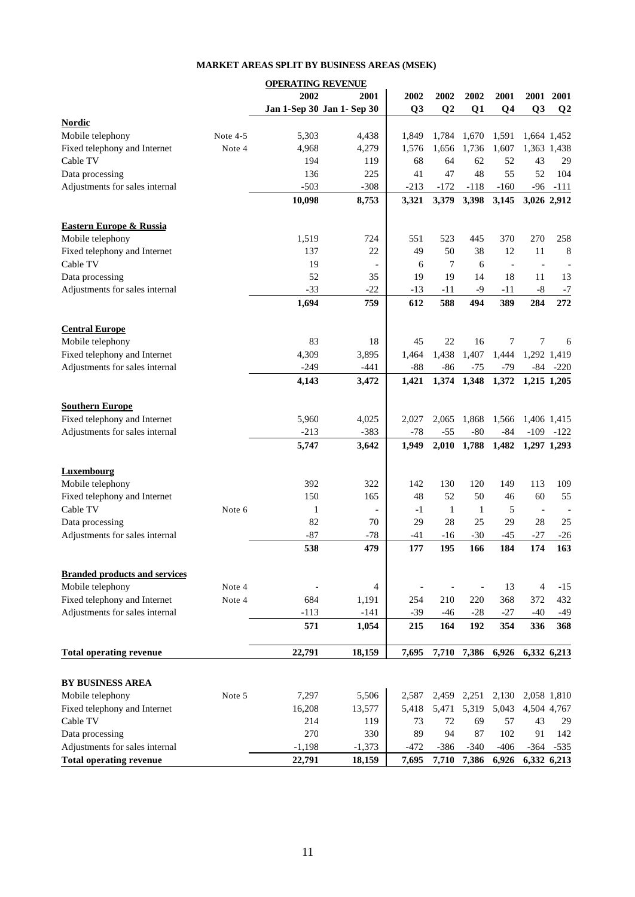# MARKET AREAS SPLIT BY BUSINESS AREAS (MSEK)

| | | OPERATING REVENUE | | | | | | | |
|---|---|---|---|---|---|---|---|---|---|
| | | 2002 | 2001 | 2002 | 2002 | 2002 | 2001 | 2001 | 2001 |
| | | Jan 1-Sep 30 | Jan 1- Sep 30 | Q3 | Q2 | Q1 | Q4 | Q3 | Q2 |
| **Nordic** | | | | | | | | | |
| Mobile telephony | Note 4-5 | 5,303 | 4,438 | 1,849 | 1,784 | 1,670 | 1,591 | 1,664 | 1,452 |
| Fixed telephony and Internet | Note 4 | 4,968 | 4,279 | 1,576 | 1,656 | 1,736 | 1,607 | 1,363 | 1,438 |
| Cable TV | | 194 | 119 | 68 | 64 | 62 | 52 | 43 | 29 |
| Data processing | | 136 | 225 | 41 | 47 | 48 | 55 | 52 | 104 |
| Adjustments for sales internal | | -503 | -308 | -213 | -172 | -118 | -160 | -96 | -111 |
| | | **10,098** | **8,753** | **3,321** | **3,379** | **3,398** | **3,145** | **3,026** | **2,912** |
| **Eastern Europe & Russia** | | | | | | | | | |
| Mobile telephony | | 1,519 | 724 | 551 | 523 | 445 | 370 | 270 | 258 |
| Fixed telephony and Internet | | 137 | 22 | 49 | 50 | 38 | 12 | 11 | 8 |
| Cable TV | | 19 | - | 6 | 7 | 6 | - | - | - |
| Data processing | | 52 | 35 | 19 | 19 | 14 | 18 | 11 | 13 |
| Adjustments for sales internal | | -33 | -22 | -13 | -11 | -9 | -11 | -8 | -7 |
| | | **1,694** | **759** | **612** | **588** | **494** | **389** | **284** | **272** |
| **Central Europe** | | | | | | | | | |
| Mobile telephony | | 83 | 18 | 45 | 22 | 16 | 7 | 7 | 6 |
| Fixed telephony and Internet | | 4,309 | 3,895 | 1,464 | 1,438 | 1,407 | 1,444 | 1,292 | 1,419 |
| Adjustments for sales internal | | -249 | -441 | -88 | -86 | -75 | -79 | -84 | -220 |
| | | **4,143** | **3,472** | **1,421** | **1,374** | **1,348** | **1,372** | **1,215** | **1,205** |
| **Southern Europe** | | | | | | | | | |
| Fixed telephony and Internet | | 5,960 | 4,025 | 2,027 | 2,065 | 1,868 | 1,566 | 1,406 | 1,415 |
| Adjustments for sales internal | | -213 | -383 | -78 | -55 | -80 | -84 | -109 | -122 |
| | | **5,747** | **3,642** | **1,949** | **2,010** | **1,788** | **1,482** | **1,297** | **1,293** |
| **Luxembourg** | | | | | | | | | |
| Mobile telephony | | 392 | 322 | 142 | 130 | 120 | 149 | 113 | 109 |
| Fixed telephony and Internet | | 150 | 165 | 48 | 52 | 50 | 46 | 60 | 55 |
| Cable TV | Note 6 | 1 | - | -1 | 1 | 1 | 5 | - | - |
| Data processing | | 82 | 70 | 29 | 28 | 25 | 29 | 28 | 25 |
| Adjustments for sales internal | | -87 | -78 | -41 | -16 | -30 | -45 | -27 | -26 |
| | | **538** | **479** | **177** | **195** | **166** | **184** | **174** | **163** |
| **Branded products and services** | | | | | | | | | |
| Mobile telephony | Note 4 | - | 4 | - | - | - | 13 | 4 | -15 |
| Fixed telephony and Internet | Note 4 | 684 | 1,191 | 254 | 210 | 220 | 368 | 372 | 432 |
| Adjustments for sales internal | | -113 | -141 | -39 | -46 | -28 | -27 | -40 | -49 |
| | | **571** | **1,054** | **215** | **164** | **192** | **354** | **336** | **368** |
| **Total operating revenue** | | **22,791** | **18,159** | **7,695** | **7,710** | **7,386** | **6,926** | **6,332** | **6,213** |
| **BY BUSINESS AREA** | | | | | | | | | |
| Mobile telephony | Note 5 | 7,297 | 5,506 | 2,587 | 2,459 | 2,251 | 2,130 | 2,058 | 1,810 |
| Fixed telephony and Internet | | 16,208 | 13,577 | 5,418 | 5,471 | 5,319 | 5,043 | 4,504 | 4,767 |
| Cable TV | | 214 | 119 | 73 | 72 | 69 | 57 | 43 | 29 |
| Data processing | | 270 | 330 | 89 | 94 | 87 | 102 | 91 | 142 |
| Adjustments for sales internal | | -1,198 | -1,373 | -472 | -386 | -340 | -406 | -364 | -535 |
| **Total operating revenue** | | **22,791** | **18,159** | **7,695** | **7,710** | **7,386** | **6,926** | **6,332** | **6,213** |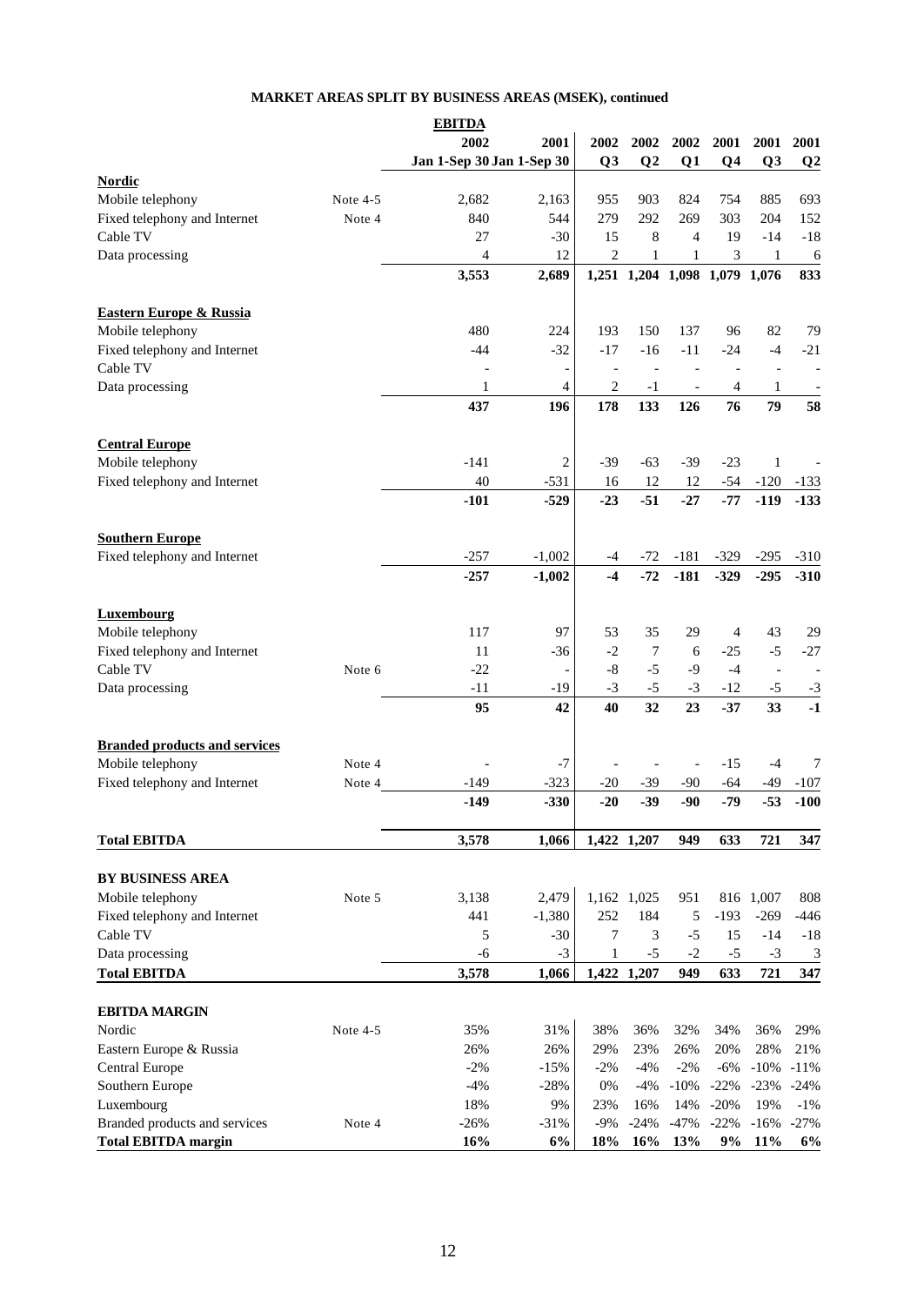## MARKET AREAS SPLIT BY BUSINESS AREAS (MSEK), continued

| | | EBITDA | | | | | | | |
|---|---|---|---|---|---|---|---|---|---|
| | | 2002 | 2001 | 2002 | 2002 | 2002 | 2001 | 2001 | 2001 |
| | | Jan 1-Sep 30 | Jan 1-Sep 30 | Q3 | Q2 | Q1 | Q4 | Q3 | Q2 |
| **Nordic** | | | | | | | | | |
| Mobile telephony | Note 4-5 | 2,682 | 2,163 | 955 | 903 | 824 | 754 | 885 | 693 |
| Fixed telephony and Internet | Note 4 | 840 | 544 | 279 | 292 | 269 | 303 | 204 | 152 |
| Cable TV | | 27 | -30 | 15 | 8 | 4 | 19 | -14 | -18 |
| Data processing | | 4 | 12 | 2 | 1 | 1 | 3 | 1 | 6 |
| | | **3,553** | **2,689** | **1,251** | **1,204** | **1,098** | **1,079** | **1,076** | **833** |
| **Eastern Europe & Russia** | | | | | | | | | |
| Mobile telephony | | 480 | 224 | 193 | 150 | 137 | 96 | 82 | 79 |
| Fixed telephony and Internet | | -44 | -32 | -17 | -16 | -11 | -24 | -4 | -21 |
| Cable TV | | - | - | - | - | - | - | - | - |
| Data processing | | 1 | 4 | 2 | -1 | - | 4 | 1 | - |
| | | **437** | **196** | **178** | **133** | **126** | **76** | **79** | **58** |
| **Central Europe** | | | | | | | | | |
| Mobile telephony | | -141 | 2 | -39 | -63 | -39 | -23 | 1 | - |
| Fixed telephony and Internet | | 40 | -531 | 16 | 12 | 12 | -54 | -120 | -133 |
| | | **-101** | **-529** | **-23** | **-51** | **-27** | **-77** | **-119** | **-133** |
| **Southern Europe** | | | | | | | | | |
| Fixed telephony and Internet | | -257 | -1,002 | -4 | -72 | -181 | -329 | -295 | -310 |
| | | **-257** | **-1,002** | **-4** | **-72** | **-181** | **-329** | **-295** | **-310** |
| **Luxembourg** | | | | | | | | | |
| Mobile telephony | | 117 | 97 | 53 | 35 | 29 | 4 | 43 | 29 |
| Fixed telephony and Internet | | 11 | -36 | -2 | 7 | 6 | -25 | -5 | -27 |
| Cable TV | Note 6 | -22 | - | -8 | -5 | -9 | -4 | - | - |
| Data processing | | -11 | -19 | -3 | -5 | -3 | -12 | -5 | -3 |
| | | **95** | **42** | **40** | **32** | **23** | **-37** | **33** | **-1** |
| **Branded products and services** | | | | | | | | | |
| Mobile telephony | Note 4 | - | -7 | - | - | - | -15 | -4 | 7 |
| Fixed telephony and Internet | Note 4 | -149 | -323 | -20 | -39 | -90 | -64 | -49 | -107 |
| | | **-149** | **-330** | **-20** | **-39** | **-90** | **-79** | **-53** | **-100** |
| **Total EBITDA** | | **3,578** | **1,066** | **1,422** | **1,207** | **949** | **633** | **721** | **347** |
| **BY BUSINESS AREA** | | | | | | | | | |
| Mobile telephony | Note 5 | 3,138 | 2,479 | 1,162 | 1,025 | 951 | 816 | 1,007 | 808 |
| Fixed telephony and Internet | | 441 | -1,380 | 252 | 184 | 5 | -193 | -269 | -446 |
| Cable TV | | 5 | -30 | 7 | 3 | -5 | 15 | -14 | -18 |
| Data processing | | -6 | -3 | 1 | -5 | -2 | -5 | -3 | 3 |
| **Total EBITDA** | | **3,578** | **1,066** | **1,422** | **1,207** | **949** | **633** | **721** | **347** |
| **EBITDA MARGIN** | | | | | | | | | |
| Nordic | Note 4-5 | 35% | 31% | 38% | 36% | 32% | 34% | 36% | 29% |
| Eastern Europe & Russia | | 26% | 26% | 29% | 23% | 26% | 20% | 28% | 21% |
| Central Europe | | -2% | -15% | -2% | -4% | -2% | -6% | -10% | -11% |
| Southern Europe | | -4% | -28% | 0% | -4% | -10% | -22% | -23% | -24% |
| Luxembourg | | 18% | 9% | 23% | 16% | 14% | -20% | 19% | -1% |
| Branded products and services | Note 4 | -26% | -31% | -9% | -24% | -47% | -22% | -16% | -27% |
| **Total EBITDA margin** | | **16%** | **6%** | **18%** | **16%** | **13%** | **9%** | **11%** | **6%** |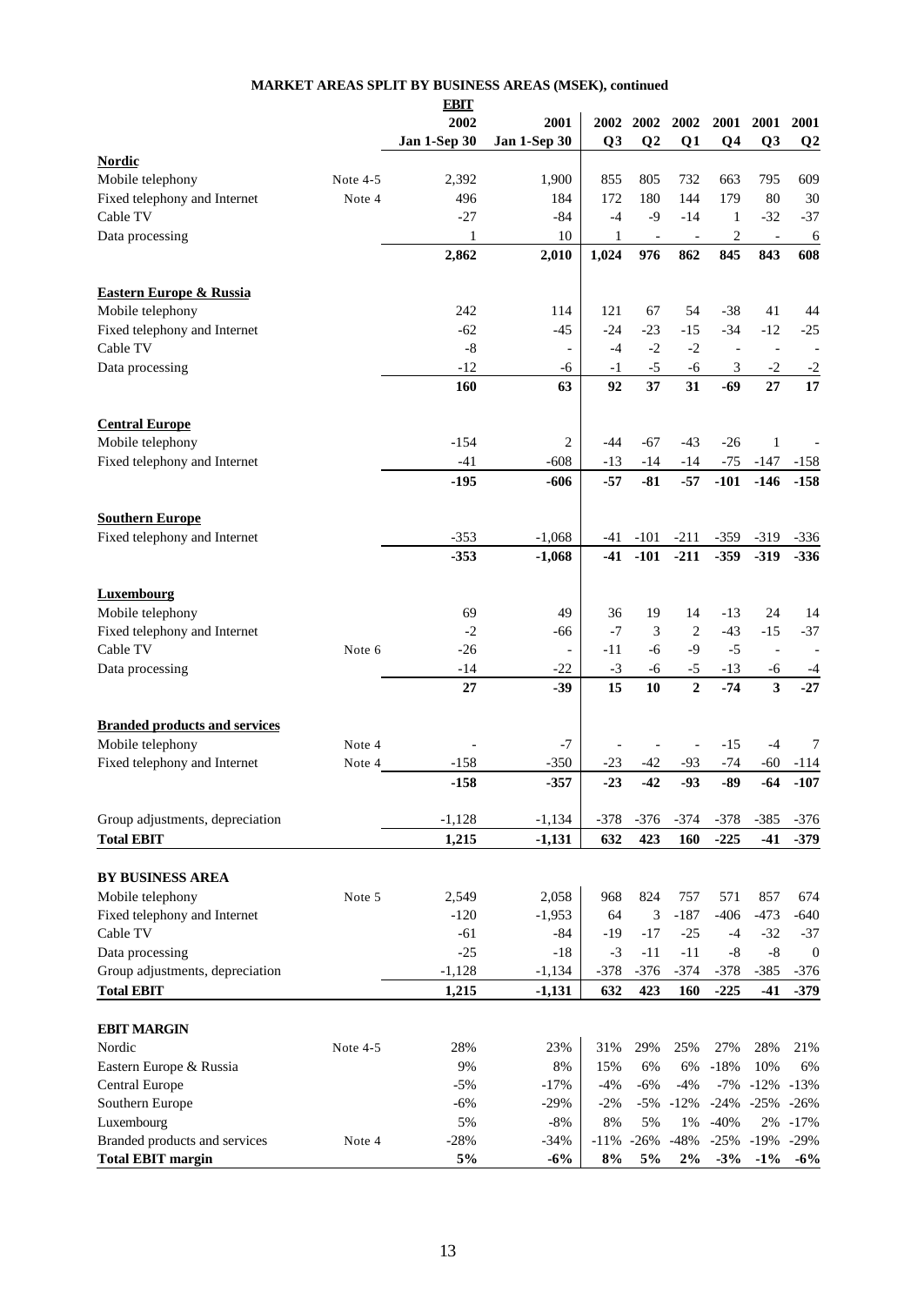# MARKET AREAS SPLIT BY BUSINESS AREAS (MSEK), continued

| EBIT | | 2002 | 2001 | 2002 | 2002 | 2002 | 2001 | 2001 | 2001 |
|---|---|---|---|---|---|---|---|---|---|
| | | Jan 1-Sep 30 | Jan 1-Sep 30 | Q3 | Q2 | Q1 | Q4 | Q3 | Q2 |
| **Nordic** | | | | | | | | | |
| Mobile telephony | Note 4-5 | 2,392 | 1,900 | 855 | 805 | 732 | 663 | 795 | 609 |
| Fixed telephony and Internet | Note 4 | 496 | 184 | 172 | 180 | 144 | 179 | 80 | 30 |
| Cable TV | | -27 | -84 | -4 | -9 | -14 | 1 | -32 | -37 |
| Data processing | | 1 | 10 | 1 | - | - | 2 | - | 6 |
| | | **2,862** | **2,010** | **1,024** | **976** | **862** | **845** | **843** | **608** |
| **Eastern Europe & Russia** | | | | | | | | | |
| Mobile telephony | | 242 | 114 | 121 | 67 | 54 | -38 | 41 | 44 |
| Fixed telephony and Internet | | -62 | -45 | -24 | -23 | -15 | -34 | -12 | -25 |
| Cable TV | | -8 | - | -4 | -2 | -2 | - | - | - |
| Data processing | | -12 | -6 | -1 | -5 | -6 | 3 | -2 | -2 |
| | | **160** | **63** | **92** | **37** | **31** | **-69** | **27** | **17** |
| **Central Europe** | | | | | | | | | |
| Mobile telephony | | -154 | 2 | -44 | -67 | -43 | -26 | 1 | - |
| Fixed telephony and Internet | | -41 | -608 | -13 | -14 | -14 | -75 | -147 | -158 |
| | | **-195** | **-606** | **-57** | **-81** | **-57** | **-101** | **-146** | **-158** |
| **Southern Europe** | | | | | | | | | |
| Fixed telephony and Internet | | -353 | -1,068 | -41 | -101 | -211 | -359 | -319 | -336 |
| | | **-353** | **-1,068** | **-41** | **-101** | **-211** | **-359** | **-319** | **-336** |
| **Luxembourg** | | | | | | | | | |
| Mobile telephony | | 69 | 49 | 36 | 19 | 14 | -13 | 24 | 14 |
| Fixed telephony and Internet | | -2 | -66 | -7 | 3 | 2 | -43 | -15 | -37 |
| Cable TV | Note 6 | -26 | - | -11 | -6 | -9 | -5 | - | - |
| Data processing | | -14 | -22 | -3 | -6 | -5 | -13 | -6 | -4 |
| | | **27** | **-39** | **15** | **10** | **2** | **-74** | **3** | **-27** |
| **Branded products and services** | | | | | | | | | |
| Mobile telephony | Note 4 | - | -7 | - | - | - | -15 | -4 | 7 |
| Fixed telephony and Internet | Note 4 | -158 | -350 | -23 | -42 | -93 | -74 | -60 | -114 |
| | | **-158** | **-357** | **-23** | **-42** | **-93** | **-89** | **-64** | **-107** |
| Group adjustments, depreciation | | -1,128 | -1,134 | -378 | -376 | -374 | -378 | -385 | -376 |
| **Total EBIT** | | **1,215** | **-1,131** | **632** | **423** | **160** | **-225** | **-41** | **-379** |
| **BY BUSINESS AREA** | | | | | | | | | |
| Mobile telephony | Note 5 | 2,549 | 2,058 | 968 | 824 | 757 | 571 | 857 | 674 |
| Fixed telephony and Internet | | -120 | -1,953 | 64 | 3 | -187 | -406 | -473 | -640 |
| Cable TV | | -61 | -84 | -19 | -17 | -25 | -4 | -32 | -37 |
| Data processing | | -25 | -18 | -3 | -11 | -11 | -8 | -8 | 0 |
| Group adjustments, depreciation | | -1,128 | -1,134 | -378 | -376 | -374 | -378 | -385 | -376 |
| **Total EBIT** | | **1,215** | **-1,131** | **632** | **423** | **160** | **-225** | **-41** | **-379** |
| **EBIT MARGIN** | | | | | | | | | |
| Nordic | Note 4-5 | 28% | 23% | 31% | 29% | 25% | 27% | 28% | 21% |
| Eastern Europe & Russia | | 9% | 8% | 15% | 6% | 6% | -18% | 10% | 6% |
| Central Europe | | -5% | -17% | -4% | -6% | -4% | -7% | -12% | -13% |
| Southern Europe | | -6% | -29% | -2% | -5% | -12% | -24% | -25% | -26% |
| Luxembourg | | 5% | -8% | 8% | 5% | 1% | -40% | 2% | -17% |
| Branded products and services | Note 4 | -28% | -34% | -11% | -26% | -48% | -25% | -19% | -29% |
| **Total EBIT margin** | | **5%** | **-6%** | **8%** | **5%** | **2%** | **-3%** | **-1%** | **-6%** |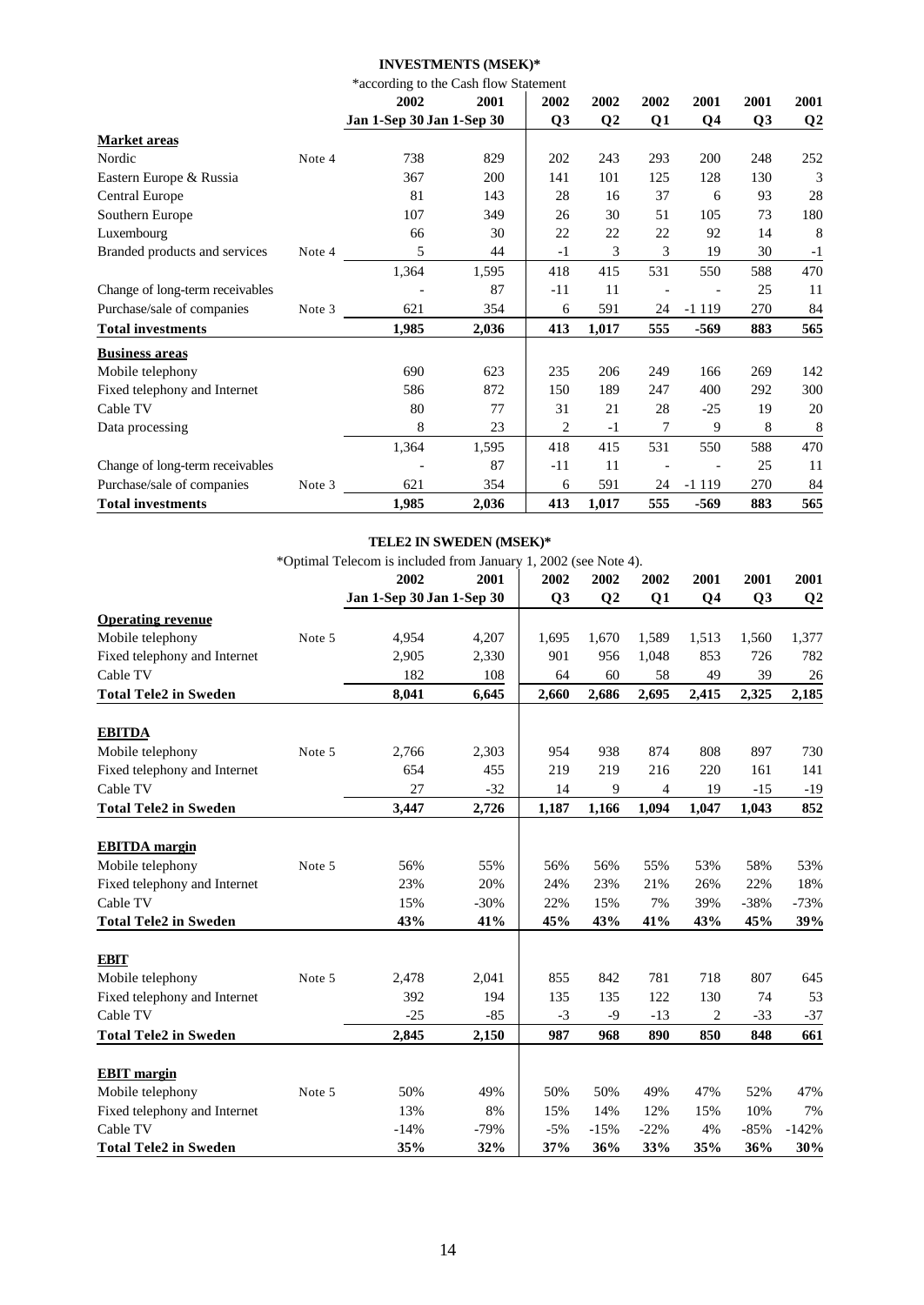## INVESTMENTS (MSEK)*

*according to the Cash flow Statement

| | | 2002 | 2001 | 2002 | 2002 | 2002 | 2001 | 2001 | 2001 |
|---|---|---|---|---|---|---|---|---|---|
| | | Jan 1-Sep 30 | Jan 1-Sep 30 | Q3 | Q2 | Q1 | Q4 | Q3 | Q2 |
| **Market areas** | | | | | | | | | |
| Nordic | Note 4 | 738 | 829 | 202 | 243 | 293 | 200 | 248 | 252 |
| Eastern Europe & Russia | | 367 | 200 | 141 | 101 | 125 | 128 | 130 | 3 |
| Central Europe | | 81 | 143 | 28 | 16 | 37 | 6 | 93 | 28 |
| Southern Europe | | 107 | 349 | 26 | 30 | 51 | 105 | 73 | 180 |
| Luxembourg | | 66 | 30 | 22 | 22 | 22 | 92 | 14 | 8 |
| Branded products and services | Note 4 | 5 | 44 | -1 | 3 | 3 | 19 | 30 | -1 |
| | | 1,364 | 1,595 | 418 | 415 | 531 | 550 | 588 | 470 |
| Change of long-term receivables | | - | 87 | -11 | 11 | - | - | 25 | 11 |
| Purchase/sale of companies | Note 3 | 621 | 354 | 6 | 591 | 24 | -1 119 | 270 | 84 |
| **Total investments** | | **1,985** | **2,036** | **413** | **1,017** | **555** | **-569** | **883** | **565** |
| **Business areas** | | | | | | | | | |
| Mobile telephony | | 690 | 623 | 235 | 206 | 249 | 166 | 269 | 142 |
| Fixed telephony and Internet | | 586 | 872 | 150 | 189 | 247 | 400 | 292 | 300 |
| Cable TV | | 80 | 77 | 31 | 21 | 28 | -25 | 19 | 20 |
| Data processing | | 8 | 23 | 2 | -1 | 7 | 9 | 8 | 8 |
| | | 1,364 | 1,595 | 418 | 415 | 531 | 550 | 588 | 470 |
| Change of long-term receivables | | - | 87 | -11 | 11 | - | - | 25 | 11 |
| Purchase/sale of companies | Note 3 | 621 | 354 | 6 | 591 | 24 | -1 119 | 270 | 84 |
| **Total investments** | | **1,985** | **2,036** | **413** | **1,017** | **555** | **-569** | **883** | **565** |

## TELE2 IN SWEDEN (MSEK)*

*Optimal Telecom is included from January 1, 2002 (see Note 4).

| | | 2002 | 2001 | 2002 | 2002 | 2002 | 2001 | 2001 | 2001 |
|---|---|---|---|---|---|---|---|---|---|
| | | Jan 1-Sep 30 | Jan 1-Sep 30 | Q3 | Q2 | Q1 | Q4 | Q3 | Q2 |
| **Operating revenue** | | | | | | | | | |
| Mobile telephony | Note 5 | 4,954 | 4,207 | 1,695 | 1,670 | 1,589 | 1,513 | 1,560 | 1,377 |
| Fixed telephony and Internet | | 2,905 | 2,330 | 901 | 956 | 1,048 | 853 | 726 | 782 |
| Cable TV | | 182 | 108 | 64 | 60 | 58 | 49 | 39 | 26 |
| **Total Tele2 in Sweden** | | **8,041** | **6,645** | **2,660** | **2,686** | **2,695** | **2,415** | **2,325** | **2,185** |
| **EBITDA** | | | | | | | | | |
| Mobile telephony | Note 5 | 2,766 | 2,303 | 954 | 938 | 874 | 808 | 897 | 730 |
| Fixed telephony and Internet | | 654 | 455 | 219 | 219 | 216 | 220 | 161 | 141 |
| Cable TV | | 27 | -32 | 14 | 9 | 4 | 19 | -15 | -19 |
| **Total Tele2 in Sweden** | | **3,447** | **2,726** | **1,187** | **1,166** | **1,094** | **1,047** | **1,043** | **852** |
| **EBITDA margin** | | | | | | | | | |
| Mobile telephony | Note 5 | 56% | 55% | 56% | 56% | 55% | 53% | 58% | 53% |
| Fixed telephony and Internet | | 23% | 20% | 24% | 23% | 21% | 26% | 22% | 18% |
| Cable TV | | 15% | -30% | 22% | 15% | 7% | 39% | -38% | -73% |
| **Total Tele2 in Sweden** | | **43%** | **41%** | **45%** | **43%** | **41%** | **43%** | **45%** | **39%** |
| **EBIT** | | | | | | | | | |
| Mobile telephony | Note 5 | 2,478 | 2,041 | 855 | 842 | 781 | 718 | 807 | 645 |
| Fixed telephony and Internet | | 392 | 194 | 135 | 135 | 122 | 130 | 74 | 53 |
| Cable TV | | -25 | -85 | -3 | -9 | -13 | 2 | -33 | -37 |
| **Total Tele2 in Sweden** | | **2,845** | **2,150** | **987** | **968** | **890** | **850** | **848** | **661** |
| **EBIT margin** | | | | | | | | | |
| Mobile telephony | Note 5 | 50% | 49% | 50% | 50% | 49% | 47% | 52% | 47% |
| Fixed telephony and Internet | | 13% | 8% | 15% | 14% | 12% | 15% | 10% | 7% |
| Cable TV | | -14% | -79% | -5% | -15% | -22% | 4% | -85% | -142% |
| **Total Tele2 in Sweden** | | **35%** | **32%** | **37%** | **36%** | **33%** | **35%** | **36%** | **30%** |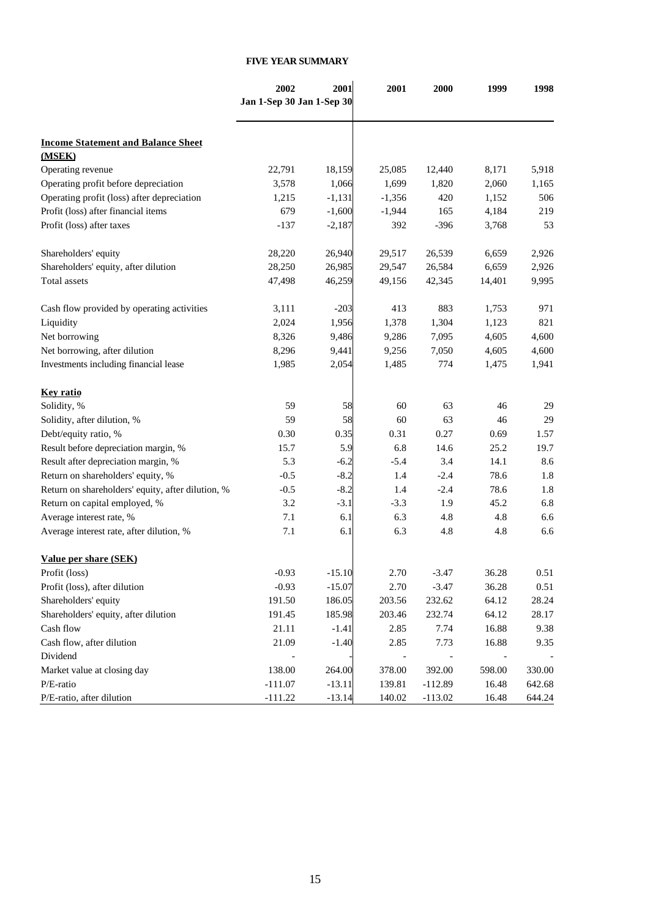**FIVE YEAR SUMMARY**

| | 2002 Jan 1-Sep 30 | 2001 Jan 1-Sep 30 | 2001 | 2000 | 1999 | 1998 |
|---|---|---|---|---|---|---|
| **Income Statement and Balance Sheet (MSEK)** | | | | | | |
| Operating revenue | 22,791 | 18,159 | 25,085 | 12,440 | 8,171 | 5,918 |
| Operating profit before depreciation | 3,578 | 1,066 | 1,699 | 1,820 | 2,060 | 1,165 |
| Operating profit (loss) after depreciation | 1,215 | -1,131 | -1,356 | 420 | 1,152 | 506 |
| Profit (loss) after financial items | 679 | -1,600 | -1,944 | 165 | 4,184 | 219 |
| Profit (loss) after taxes | -137 | -2,187 | 392 | -396 | 3,768 | 53 |
| Shareholders' equity | 28,220 | 26,940 | 29,517 | 26,539 | 6,659 | 2,926 |
| Shareholders' equity, after dilution | 28,250 | 26,985 | 29,547 | 26,584 | 6,659 | 2,926 |
| Total assets | 47,498 | 46,259 | 49,156 | 42,345 | 14,401 | 9,995 |
| Cash flow provided by operating activities | 3,111 | -203 | 413 | 883 | 1,753 | 971 |
| Liquidity | 2,024 | 1,956 | 1,378 | 1,304 | 1,123 | 821 |
| Net borrowing | 8,326 | 9,486 | 9,286 | 7,095 | 4,605 | 4,600 |
| Net borrowing, after dilution | 8,296 | 9,441 | 9,256 | 7,050 | 4,605 | 4,600 |
| Investments including financial lease | 1,985 | 2,054 | 1,485 | 774 | 1,475 | 1,941 |
| **Key ratio** | | | | | | |
| Solidity, % | 59 | 58 | 60 | 63 | 46 | 29 |
| Solidity, after dilution, % | 59 | 58 | 60 | 63 | 46 | 29 |
| Debt/equity ratio, % | 0.30 | 0.35 | 0.31 | 0.27 | 0.69 | 1.57 |
| Result before depreciation margin, % | 15.7 | 5.9 | 6.8 | 14.6 | 25.2 | 19.7 |
| Result after depreciation margin, % | 5.3 | -6.2 | -5.4 | 3.4 | 14.1 | 8.6 |
| Return on shareholders' equity, % | -0.5 | -8.2 | 1.4 | -2.4 | 78.6 | 1.8 |
| Return on shareholders' equity, after dilution, % | -0.5 | -8.2 | 1.4 | -2.4 | 78.6 | 1.8 |
| Return on capital employed, % | 3.2 | -3.1 | -3.3 | 1.9 | 45.2 | 6.8 |
| Average interest rate, % | 7.1 | 6.1 | 6.3 | 4.8 | 4.8 | 6.6 |
| Average interest rate, after dilution, % | 7.1 | 6.1 | 6.3 | 4.8 | 4.8 | 6.6 |
| **Value per share (SEK)** | | | | | | |
| Profit (loss) | -0.93 | -15.10 | 2.70 | -3.47 | 36.28 | 0.51 |
| Profit (loss), after dilution | -0.93 | -15.07 | 2.70 | -3.47 | 36.28 | 0.51 |
| Shareholders' equity | 191.50 | 186.05 | 203.56 | 232.62 | 64.12 | 28.24 |
| Shareholders' equity, after dilution | 191.45 | 185.98 | 203.46 | 232.74 | 64.12 | 28.17 |
| Cash flow | 21.11 | -1.41 | 2.85 | 7.74 | 16.88 | 9.38 |
| Cash flow, after dilution | 21.09 | -1.40 | 2.85 | 7.73 | 16.88 | 9.35 |
| Dividend | - | - | - | - | - | - |
| Market value at closing day | 138.00 | 264.00 | 378.00 | 392.00 | 598.00 | 330.00 |
| P/E-ratio | -111.07 | -13.11 | 139.81 | -112.89 | 16.48 | 642.68 |
| P/E-ratio, after dilution | -111.22 | -13.14 | 140.02 | -113.02 | 16.48 | 644.24 |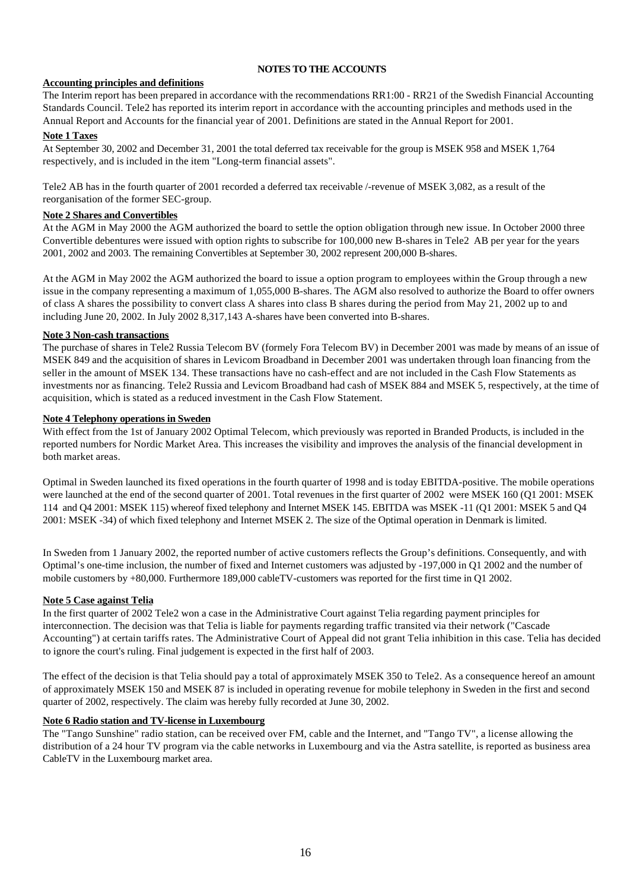# NOTES TO THE ACCOUNTS

**Accounting principles and definitions**

The Interim report has been prepared in accordance with the recommendations RR1:00 - RR21 of the Swedish Financial Accounting Standards Council. Tele2 has reported its interim report in accordance with the accounting principles and methods used in the Annual Report and Accounts for the financial year of 2001. Definitions are stated in the Annual Report for 2001.

**Note 1 Taxes**

At September 30, 2002 and December 31, 2001 the total deferred tax receivable for the group is MSEK 958 and MSEK 1,764 respectively, and is included in the item "Long-term financial assets".

Tele2 AB has in the fourth quarter of 2001 recorded a deferred tax receivable /-revenue of MSEK 3,082, as a result of the reorganisation of the former SEC-group.

**Note 2 Shares and Convertibles**

At the AGM in May 2000 the AGM authorized the board to settle the option obligation through new issue. In October 2000 three Convertible debentures were issued with option rights to subscribe for 100,000 new B-shares in Tele2 AB per year for the years 2001, 2002 and 2003. The remaining Convertibles at September 30, 2002 represent 200,000 B-shares.

At the AGM in May 2002 the AGM authorized the board to issue a option program to employees within the Group through a new issue in the company representing a maximum of 1,055,000 B-shares. The AGM also resolved to authorize the Board to offer owners of class A shares the possibility to convert class A shares into class B shares during the period from May 21, 2002 up to and including June 20, 2002. In July 2002 8,317,143 A-shares have been converted into B-shares.

**Note 3 Non-cash transactions**

The purchase of shares in Tele2 Russia Telecom BV (formely Fora Telecom BV) in December 2001 was made by means of an issue of MSEK 849 and the acquisition of shares in Levicom Broadband in December 2001 was undertaken through loan financing from the seller in the amount of MSEK 134. These transactions have no cash-effect and are not included in the Cash Flow Statements as investments nor as financing. Tele2 Russia and Levicom Broadband had cash of MSEK 884 and MSEK 5, respectively, at the time of acquisition, which is stated as a reduced investment in the Cash Flow Statement.

**Note 4 Telephony operations in Sweden**

With effect from the 1st of January 2002 Optimal Telecom, which previously was reported in Branded Products, is included in the reported numbers for Nordic Market Area. This increases the visibility and improves the analysis of the financial development in both market areas.

Optimal in Sweden launched its fixed operations in the fourth quarter of 1998 and is today EBITDA-positive. The mobile operations were launched at the end of the second quarter of 2001. Total revenues in the first quarter of 2002 were MSEK 160 (Q1 2001: MSEK 114 and Q4 2001: MSEK 115) whereof fixed telephony and Internet MSEK 145. EBITDA was MSEK -11 (Q1 2001: MSEK 5 and Q4 2001: MSEK -34) of which fixed telephony and Internet MSEK 2. The size of the Optimal operation in Denmark is limited.

In Sweden from 1 January 2002, the reported number of active customers reflects the Group's definitions. Consequently, and with Optimal's one-time inclusion, the number of fixed and Internet customers was adjusted by -197,000 in Q1 2002 and the number of mobile customers by +80,000. Furthermore 189,000 cableTV-customers was reported for the first time in Q1 2002.

**Note 5 Case against Telia**

In the first quarter of 2002 Tele2 won a case in the Administrative Court against Telia regarding payment principles for interconnection. The decision was that Telia is liable for payments regarding traffic transited via their network ("Cascade Accounting") at certain tariffs rates. The Administrative Court of Appeal did not grant Telia inhibition in this case. Telia has decided to ignore the court's ruling. Final judgement is expected in the first half of 2003.

The effect of the decision is that Telia should pay a total of approximately MSEK 350 to Tele2. As a consequence hereof an amount of approximately MSEK 150 and MSEK 87 is included in operating revenue for mobile telephony in Sweden in the first and second quarter of 2002, respectively. The claim was hereby fully recorded at June 30, 2002.

**Note 6 Radio station and TV-license in Luxembourg**

The "Tango Sunshine" radio station, can be received over FM, cable and the Internet, and "Tango TV", a license allowing the distribution of a 24 hour TV program via the cable networks in Luxembourg and via the Astra satellite, is reported as business area CableTV in the Luxembourg market area.